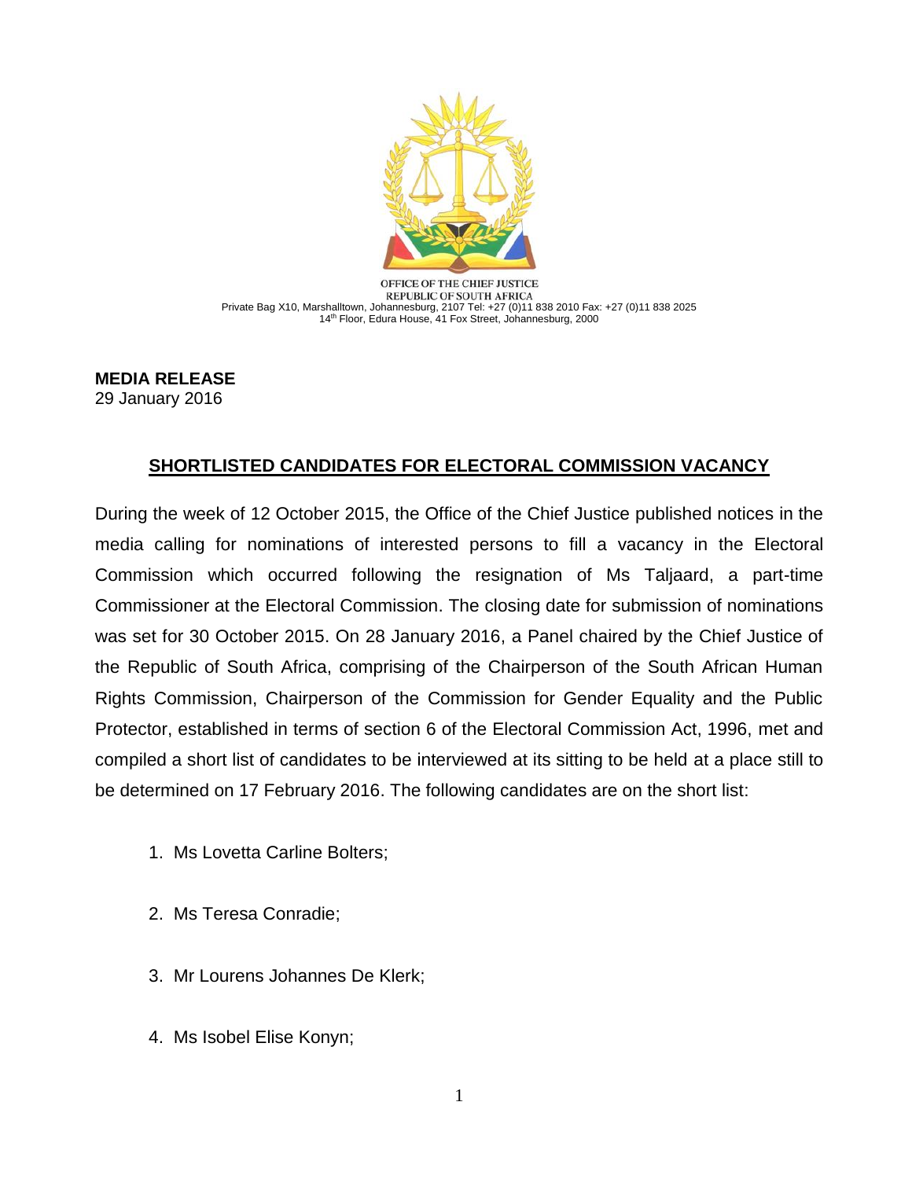OFFICE OF THE CHIEF JUSTICE
REPUBLIC OF SOUTH AFRICA
Private Bag X10, Marshalltown, Johannesburg, 2107 Tel: +27 (0)11 838 2010 Fax: +27 (0)11 838 2025
14th Floor, Edura House, 41 Fox Street, Johannesburg, 2000

**MEDIA RELEASE**
29 January 2016

## SHORTLISTED CANDIDATES FOR ELECTORAL COMMISSION VACANCY

During the week of 12 October 2015, the Office of the Chief Justice published notices in the media calling for nominations of interested persons to fill a vacancy in the Electoral Commission which occurred following the resignation of Ms Taljaard, a part-time Commissioner at the Electoral Commission. The closing date for submission of nominations was set for 30 October 2015. On 28 January 2016, a Panel chaired by the Chief Justice of the Republic of South Africa, comprising of the Chairperson of the South African Human Rights Commission, Chairperson of the Commission for Gender Equality and the Public Protector, established in terms of section 6 of the Electoral Commission Act, 1996, met and compiled a short list of candidates to be interviewed at its sitting to be held at a place still to be determined on 17 February 2016. The following candidates are on the short list:

1. Ms Lovetta Carline Bolters;
2. Ms Teresa Conradie;
3. Mr Lourens Johannes De Klerk;
4. Ms Isobel Elise Konyn;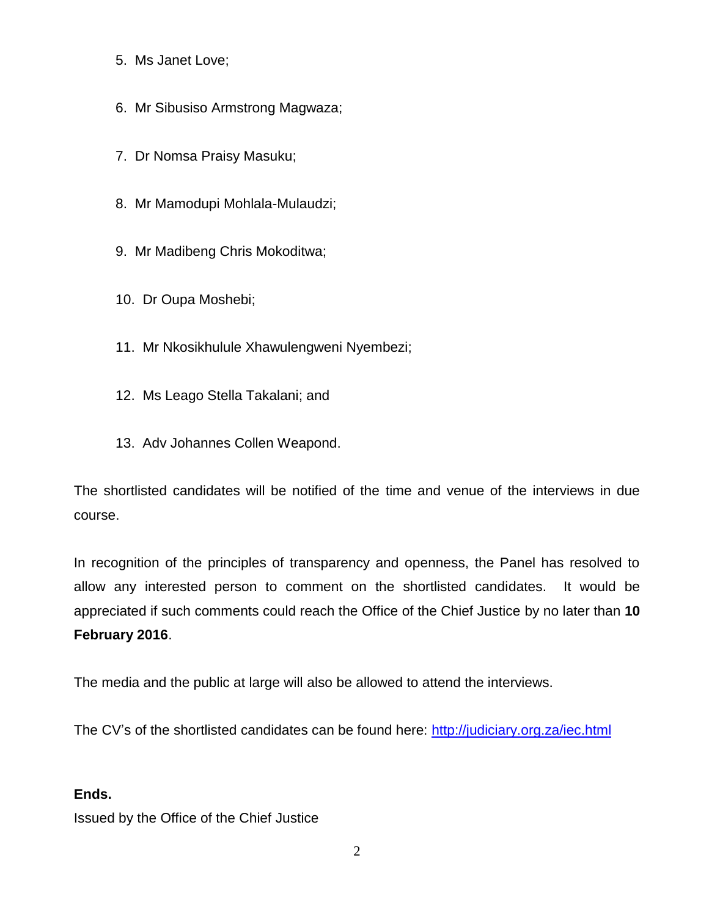5. Ms Janet Love;
6. Mr Sibusiso Armstrong Magwaza;
7. Dr Nomsa Praisy Masuku;
8. Mr Mamodupi Mohlala-Mulaudzi;
9. Mr Madibeng Chris Mokoditwa;
10. Dr Oupa Moshebi;
11. Mr Nkosikhulule Xhawulengweni Nyembezi;
12. Ms Leago Stella Takalani; and
13. Adv Johannes Collen Weapond.

The shortlisted candidates will be notified of the time and venue of the interviews in due course.

In recognition of the principles of transparency and openness, the Panel has resolved to allow any interested person to comment on the shortlisted candidates. It would be appreciated if such comments could reach the Office of the Chief Justice by no later than **10 February 2016**.

The media and the public at large will also be allowed to attend the interviews.

The CV's of the shortlisted candidates can be found here: [http://judiciary.org.za/iec.html](http://judiciary.org.za/iec.html)

**Ends.**

Issued by the Office of the Chief Justice